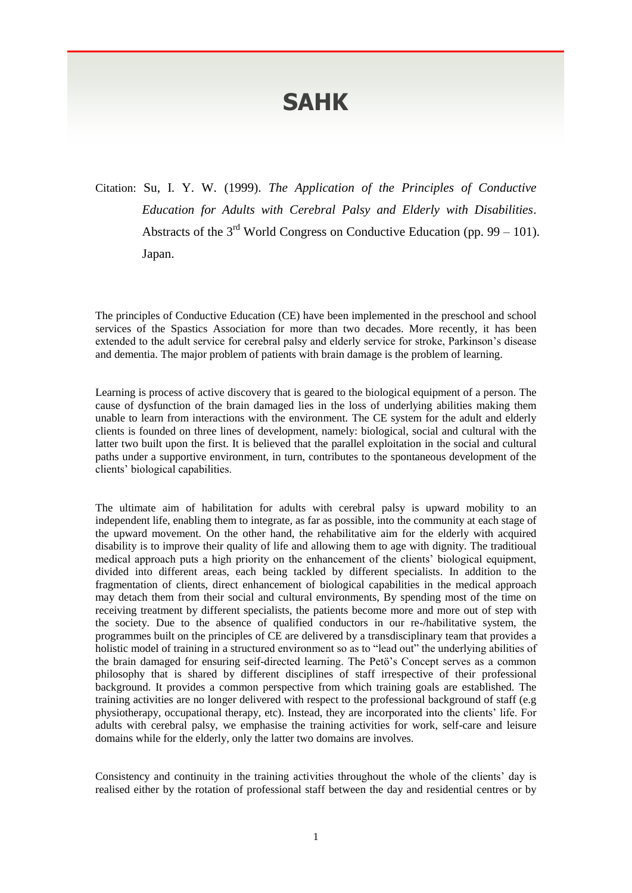# SAHK

Citation: Su, I. Y. W. (1999). *The Application of the Principles of Conductive Education for Adults with Cerebral Palsy and Elderly with Disabilities*. Abstracts of the 3rd World Congress on Conductive Education (pp. 99 – 101). Japan.

The principles of Conductive Education (CE) have been implemented in the preschool and school services of the Spastics Association for more than two decades. More recently, it has been extended to the adult service for cerebral palsy and elderly service for stroke, Parkinson's disease and dementia. The major problem of patients with brain damage is the problem of learning.

Learning is process of active discovery that is geared to the biological equipment of a person. The cause of dysfunction of the brain damaged lies in the loss of underlying abilities making them unable to learn from interactions with the environment. The CE system for the adult and elderly clients is founded on three lines of development, namely: biological, social and cultural with the latter two built upon the first. It is believed that the parallel exploitation in the social and cultural paths under a supportive environment, in turn, contributes to the spontaneous development of the clients' biological capabilities.

The ultimate aim of habilitation for adults with cerebral palsy is upward mobility to an independent life, enabling them to integrate, as far as possible, into the community at each stage of the upward movement. On the other hand, the rehabilitative aim for the elderly with acquired disability is to improve their quality of life and allowing them to age with dignity. The traditioual medical approach puts a high priority on the enhancement of the clients' biological equipment, divided into different areas, each being tackled by different specialists. In addition to the fragmentation of clients, direct enhancement of biological capabilities in the medical approach may detach them from their social and cultural environments, By spending most of the time on receiving treatment by different specialists, the patients become more and more out of step with the society. Due to the absence of qualified conductors in our re-/habilitative system, the programmes built on the principles of CE are delivered by a transdisciplinary team that provides a holistic model of training in a structured environment so as to "lead out" the underlying abilities of the brain damaged for ensuring seif-directed learning. The Petö's Concept serves as a common philosophy that is shared by different disciplines of staff irrespective of their professional background. It provides a common perspective from which training goals are established. The training activities are no longer delivered with respect to the professional background of staff (e.g physiotherapy, occupational therapy, etc). Instead, they are incorporated into the clients' life. For adults with cerebral palsy, we emphasise the training activities for work, self-care and leisure domains while for the elderly, only the latter two domains are involves.

Consistency and continuity in the training activities throughout the whole of the clients' day is realised either by the rotation of professional staff between the day and residential centres or by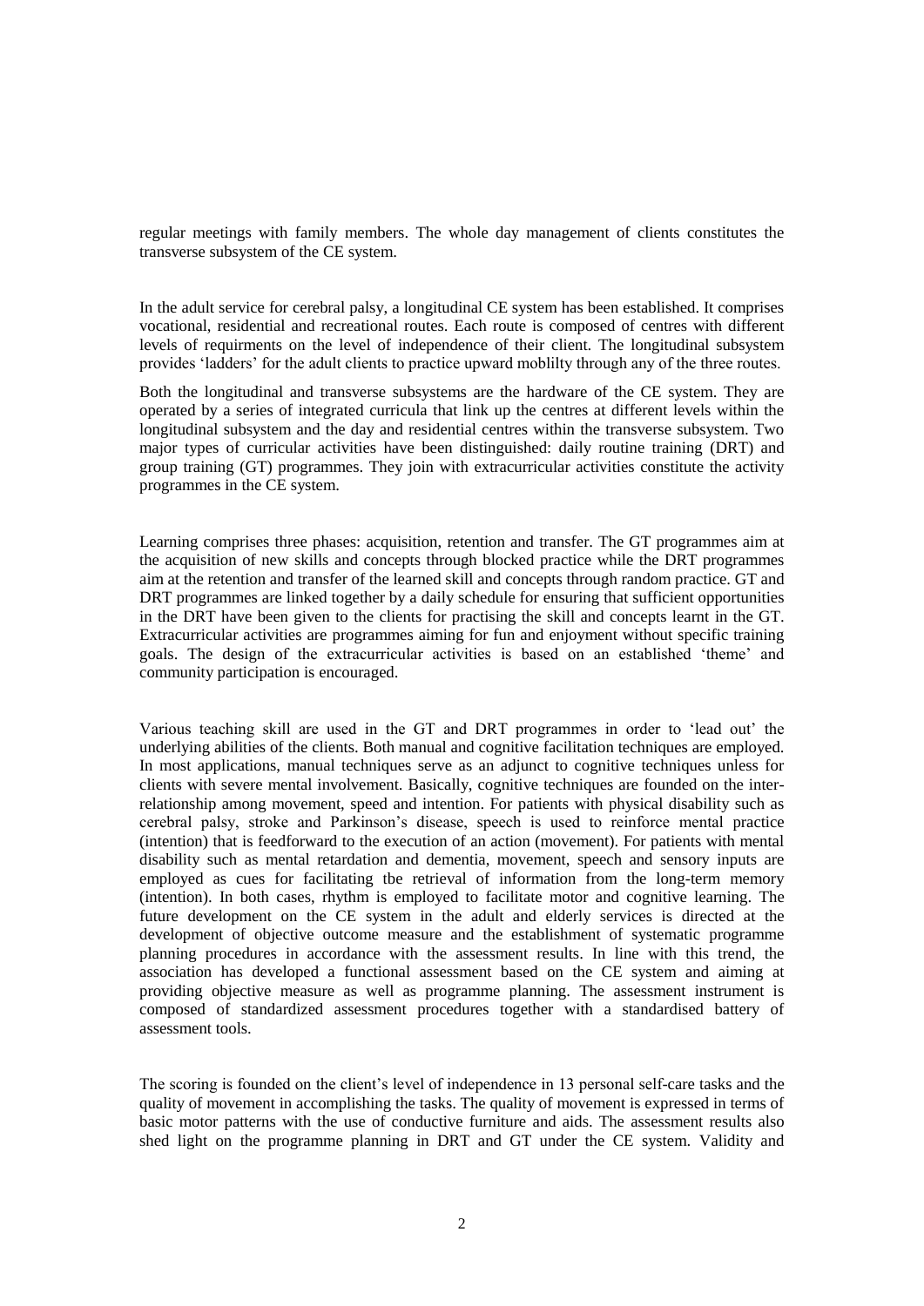regular meetings with family members. The whole day management of clients constitutes the transverse subsystem of the CE system.

In the adult service for cerebral palsy, a longitudinal CE system has been established. It comprises vocational, residential and recreational routes. Each route is composed of centres with different levels of requirments on the level of independence of their client. The longitudinal subsystem provides 'ladders' for the adult clients to practice upward moblilty through any of the three routes.

Both the longitudinal and transverse subsystems are the hardware of the CE system. They are operated by a series of integrated curricula that link up the centres at different levels within the longitudinal subsystem and the day and residential centres within the transverse subsystem. Two major types of curricular activities have been distinguished: daily routine training (DRT) and group training (GT) programmes. They join with extracurricular activities constitute the activity programmes in the CE system.

Learning comprises three phases: acquisition, retention and transfer. The GT programmes aim at the acquisition of new skills and concepts through blocked practice while the DRT programmes aim at the retention and transfer of the learned skill and concepts through random practice. GT and DRT programmes are linked together by a daily schedule for ensuring that sufficient opportunities in the DRT have been given to the clients for practising the skill and concepts learnt in the GT. Extracurricular activities are programmes aiming for fun and enjoyment without specific training goals. The design of the extracurricular activities is based on an established 'theme' and community participation is encouraged.

Various teaching skill are used in the GT and DRT programmes in order to 'lead out' the underlying abilities of the clients. Both manual and cognitive facilitation techniques are employed. In most applications, manual techniques serve as an adjunct to cognitive techniques unless for clients with severe mental involvement. Basically, cognitive techniques are founded on the inter-relationship among movement, speed and intention. For patients with physical disability such as cerebral palsy, stroke and Parkinson's disease, speech is used to reinforce mental practice (intention) that is feedforward to the execution of an action (movement). For patients with mental disability such as mental retardation and dementia, movement, speech and sensory inputs are employed as cues for facilitating tbe retrieval of information from the long-term memory (intention). In both cases, rhythm is employed to facilitate motor and cognitive learning. The future development on the CE system in the adult and elderly services is directed at the development of objective outcome measure and the establishment of systematic programme planning procedures in accordance with the assessment results. In line with this trend, the association has developed a functional assessment based on the CE system and aiming at providing objective measure as well as programme planning. The assessment instrument is composed of standardized assessment procedures together with a standardised battery of assessment tools.

The scoring is founded on the client's level of independence in 13 personal self-care tasks and the quality of movement in accomplishing the tasks. The quality of movement is expressed in terms of basic motor patterns with the use of conductive furniture and aids. The assessment results also shed light on the programme planning in DRT and GT under the CE system. Validity and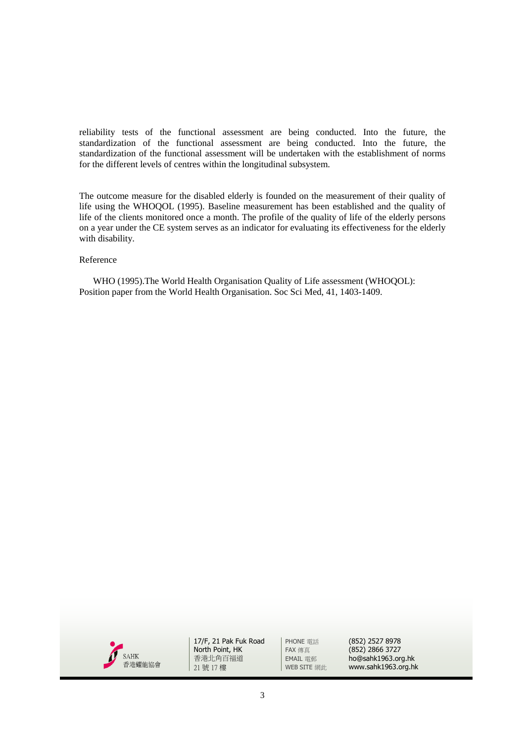reliability tests of the functional assessment are being conducted. Into the future, the standardization of the functional assessment are being conducted. Into the future, the standardization of the functional assessment will be undertaken with the establishment of norms for the different levels of centres within the longitudinal subsystem.

The outcome measure for the disabled elderly is founded on the measurement of their quality of life using the WHOQOL (1995). Baseline measurement has been established and the quality of life of the clients monitored once a month. The profile of the quality of life of the elderly persons on a year under the CE system serves as an indicator for evaluating its effectiveness for the elderly with disability.

Reference

WHO (1995).The World Health Organisation Quality of Life assessment (WHOQOL): Position paper from the World Health Organisation. Soc Sci Med, 41, 1403-1409.